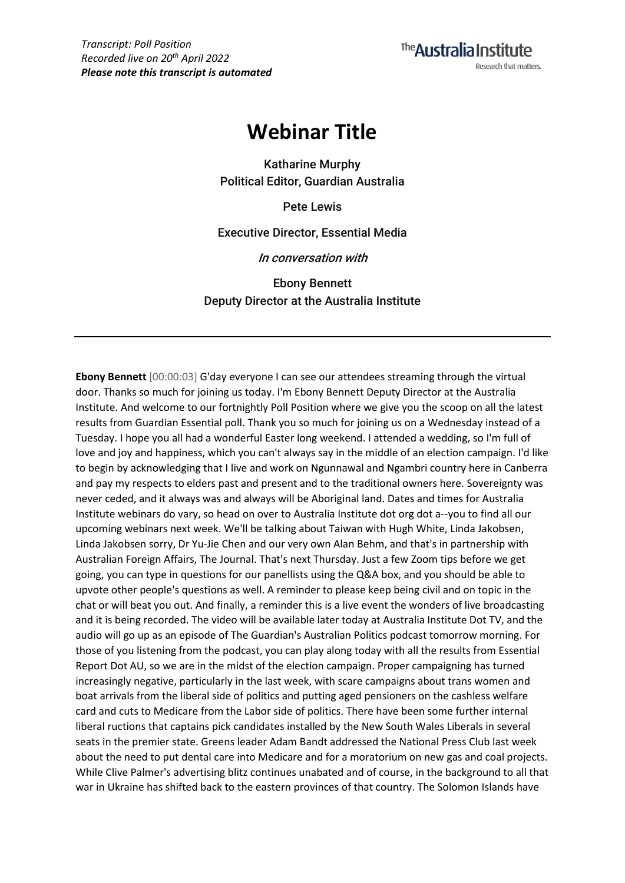*Transcript: Poll Position*
*Recorded live on 20th April 2022*
***Please note this transcript is automated***

# Webinar Title

Katharine Murphy
Political Editor, Guardian Australia

Pete Lewis

Executive Director, Essential Media

*In conversation with*

Ebony Bennett
Deputy Director at the Australia Institute

---

**Ebony Bennett** [00:00:03] G'day everyone I can see our attendees streaming through the virtual door. Thanks so much for joining us today. I'm Ebony Bennett Deputy Director at the Australia Institute. And welcome to our fortnightly Poll Position where we give you the scoop on all the latest results from Guardian Essential poll. Thank you so much for joining us on a Wednesday instead of a Tuesday. I hope you all had a wonderful Easter long weekend. I attended a wedding, so I'm full of love and joy and happiness, which you can't always say in the middle of an election campaign. I'd like to begin by acknowledging that I live and work on Ngunnawal and Ngambri country here in Canberra and pay my respects to elders past and present and to the traditional owners here. Sovereignty was never ceded, and it always was and always will be Aboriginal land. Dates and times for Australia Institute webinars do vary, so head on over to Australia Institute dot org dot a--you to find all our upcoming webinars next week. We'll be talking about Taiwan with Hugh White, Linda Jakobsen, Linda Jakobsen sorry, Dr Yu-Jie Chen and our very own Alan Behm, and that's in partnership with Australian Foreign Affairs, The Journal. That's next Thursday. Just a few Zoom tips before we get going, you can type in questions for our panellists using the Q&A box, and you should be able to upvote other people's questions as well. A reminder to please keep being civil and on topic in the chat or will beat you out. And finally, a reminder this is a live event the wonders of live broadcasting and it is being recorded. The video will be available later today at Australia Institute Dot TV, and the audio will go up as an episode of The Guardian's Australian Politics podcast tomorrow morning. For those of you listening from the podcast, you can play along today with all the results from Essential Report Dot AU, so we are in the midst of the election campaign. Proper campaigning has turned increasingly negative, particularly in the last week, with scare campaigns about trans women and boat arrivals from the liberal side of politics and putting aged pensioners on the cashless welfare card and cuts to Medicare from the Labor side of politics. There have been some further internal liberal ructions that captains pick candidates installed by the New South Wales Liberals in several seats in the premier state. Greens leader Adam Bandt addressed the National Press Club last week about the need to put dental care into Medicare and for a moratorium on new gas and coal projects. While Clive Palmer's advertising blitz continues unabated and of course, in the background to all that war in Ukraine has shifted back to the eastern provinces of that country. The Solomon Islands have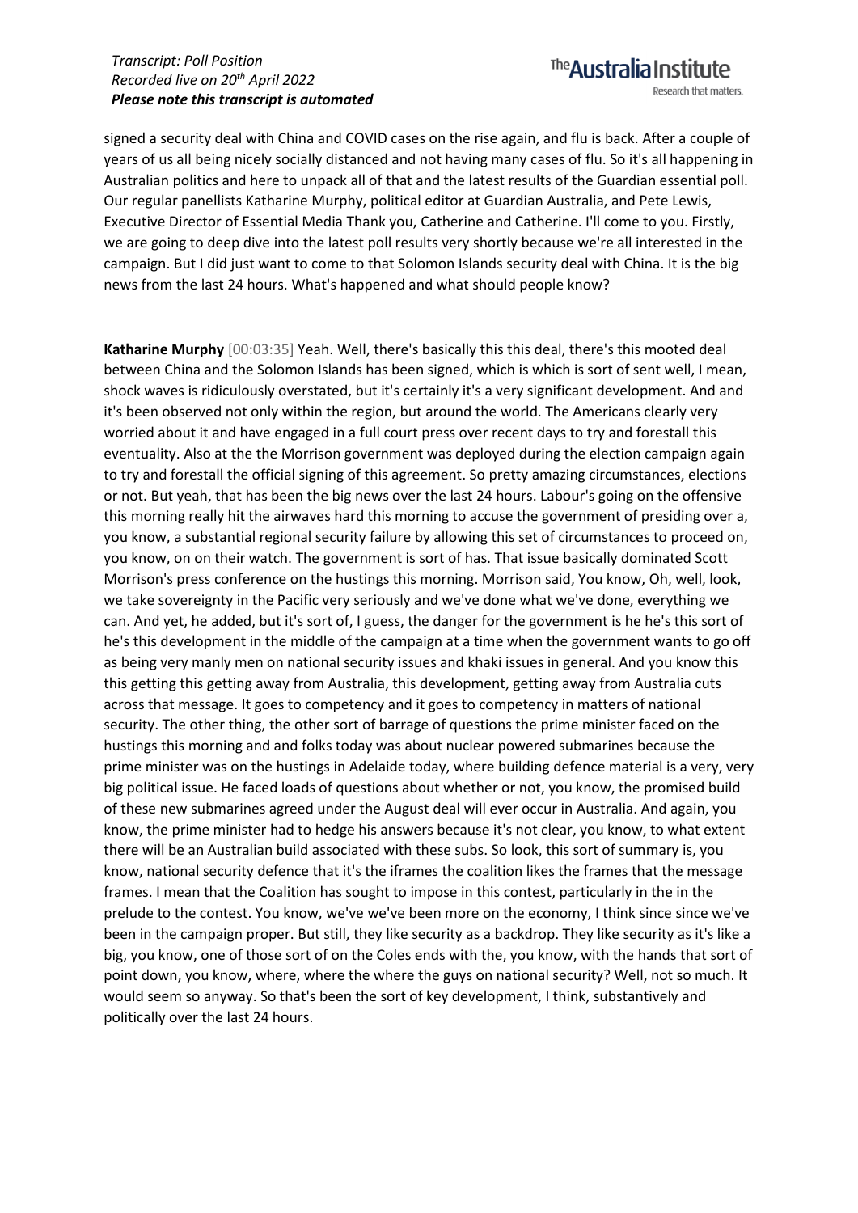signed a security deal with China and COVID cases on the rise again, and flu is back. After a couple of years of us all being nicely socially distanced and not having many cases of flu. So it's all happening in Australian politics and here to unpack all of that and the latest results of the Guardian essential poll. Our regular panellists Katharine Murphy, political editor at Guardian Australia, and Pete Lewis, Executive Director of Essential Media Thank you, Catherine and Catherine. I'll come to you. Firstly, we are going to deep dive into the latest poll results very shortly because we're all interested in the campaign. But I did just want to come to that Solomon Islands security deal with China. It is the big news from the last 24 hours. What's happened and what should people know?

**Katharine Murphy** [00:03:35] Yeah. Well, there's basically this this deal, there's this mooted deal between China and the Solomon Islands has been signed, which is which is sort of sent well, I mean, shock waves is ridiculously overstated, but it's certainly it's a very significant development. And and it's been observed not only within the region, but around the world. The Americans clearly very worried about it and have engaged in a full court press over recent days to try and forestall this eventuality. Also at the the Morrison government was deployed during the election campaign again to try and forestall the official signing of this agreement. So pretty amazing circumstances, elections or not. But yeah, that has been the big news over the last 24 hours. Labour's going on the offensive this morning really hit the airwaves hard this morning to accuse the government of presiding over a, you know, a substantial regional security failure by allowing this set of circumstances to proceed on, you know, on on their watch. The government is sort of has. That issue basically dominated Scott Morrison's press conference on the hustings this morning. Morrison said, You know, Oh, well, look, we take sovereignty in the Pacific very seriously and we've done what we've done, everything we can. And yet, he added, but it's sort of, I guess, the danger for the government is he he's this sort of he's this development in the middle of the campaign at a time when the government wants to go off as being very manly men on national security issues and khaki issues in general. And you know this this getting this getting away from Australia, this development, getting away from Australia cuts across that message. It goes to competency and it goes to competency in matters of national security. The other thing, the other sort of barrage of questions the prime minister faced on the hustings this morning and and folks today was about nuclear powered submarines because the prime minister was on the hustings in Adelaide today, where building defence material is a very, very big political issue. He faced loads of questions about whether or not, you know, the promised build of these new submarines agreed under the August deal will ever occur in Australia. And again, you know, the prime minister had to hedge his answers because it's not clear, you know, to what extent there will be an Australian build associated with these subs. So look, this sort of summary is, you know, national security defence that it's the iframes the coalition likes the frames that the message frames. I mean that the Coalition has sought to impose in this contest, particularly in the in the prelude to the contest. You know, we've we've been more on the economy, I think since since we've been in the campaign proper. But still, they like security as a backdrop. They like security as it's like a big, you know, one of those sort of on the Coles ends with the, you know, with the hands that sort of point down, you know, where, where the where the guys on national security? Well, not so much. It would seem so anyway. So that's been the sort of key development, I think, substantively and politically over the last 24 hours.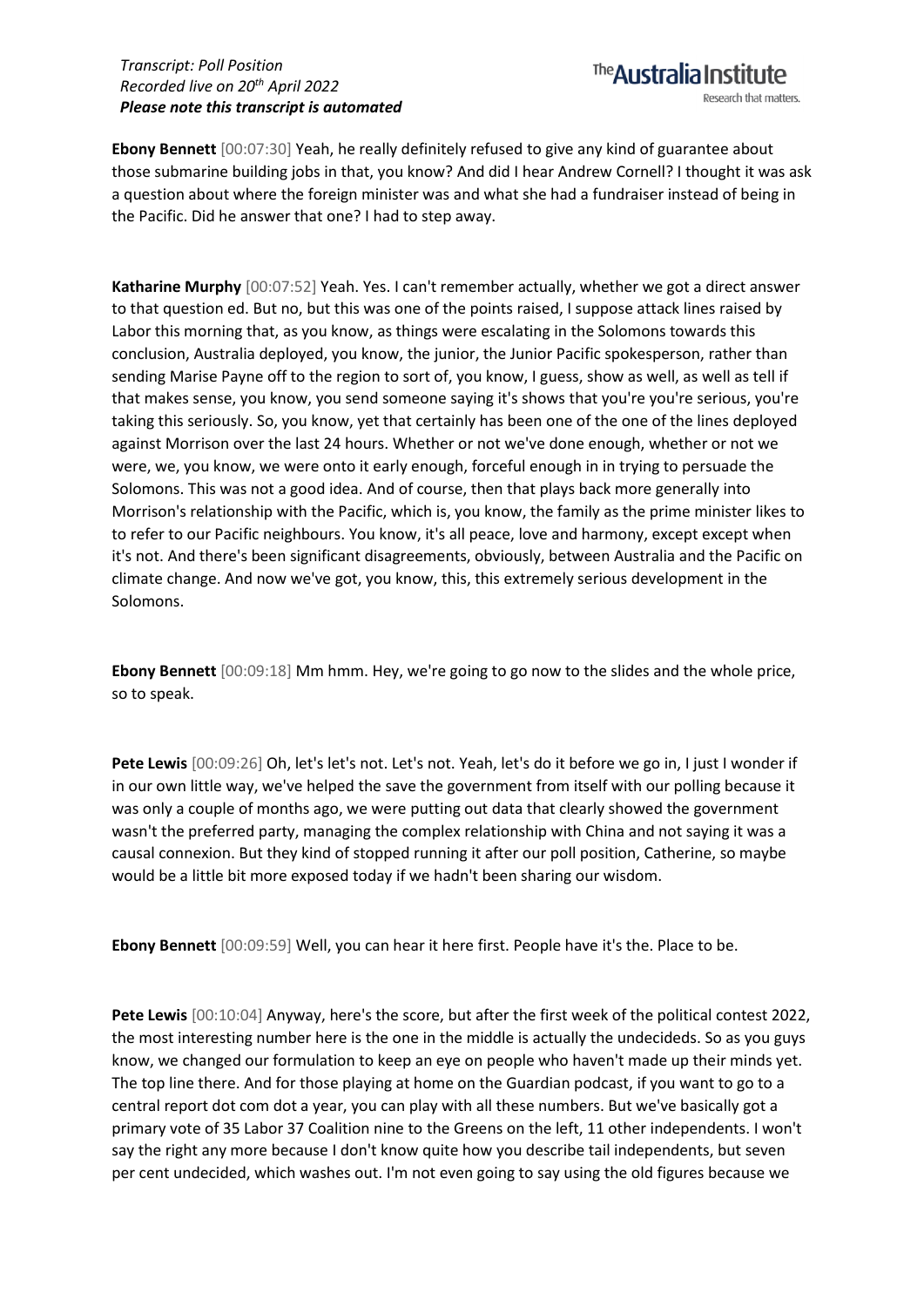**Ebony Bennett** [00:07:30] Yeah, he really definitely refused to give any kind of guarantee about those submarine building jobs in that, you know? And did I hear Andrew Cornell? I thought it was ask a question about where the foreign minister was and what she had a fundraiser instead of being in the Pacific. Did he answer that one? I had to step away.

**Katharine Murphy** [00:07:52] Yeah. Yes. I can't remember actually, whether we got a direct answer to that question ed. But no, but this was one of the points raised, I suppose attack lines raised by Labor this morning that, as you know, as things were escalating in the Solomons towards this conclusion, Australia deployed, you know, the junior, the Junior Pacific spokesperson, rather than sending Marise Payne off to the region to sort of, you know, I guess, show as well, as well as tell if that makes sense, you know, you send someone saying it's shows that you're you're serious, you're taking this seriously. So, you know, yet that certainly has been one of the one of the lines deployed against Morrison over the last 24 hours. Whether or not we've done enough, whether or not we were, we, you know, we were onto it early enough, forceful enough in in trying to persuade the Solomons. This was not a good idea. And of course, then that plays back more generally into Morrison's relationship with the Pacific, which is, you know, the family as the prime minister likes to to refer to our Pacific neighbours. You know, it's all peace, love and harmony, except except when it's not. And there's been significant disagreements, obviously, between Australia and the Pacific on climate change. And now we've got, you know, this, this extremely serious development in the Solomons.

**Ebony Bennett** [00:09:18] Mm hmm. Hey, we're going to go now to the slides and the whole price, so to speak.

**Pete Lewis** [00:09:26] Oh, let's let's not. Let's not. Yeah, let's do it before we go in, I just I wonder if in our own little way, we've helped the save the government from itself with our polling because it was only a couple of months ago, we were putting out data that clearly showed the government wasn't the preferred party, managing the complex relationship with China and not saying it was a causal connexion. But they kind of stopped running it after our poll position, Catherine, so maybe would be a little bit more exposed today if we hadn't been sharing our wisdom.

**Ebony Bennett** [00:09:59] Well, you can hear it here first. People have it's the. Place to be.

**Pete Lewis** [00:10:04] Anyway, here's the score, but after the first week of the political contest 2022, the most interesting number here is the one in the middle is actually the undecideds. So as you guys know, we changed our formulation to keep an eye on people who haven't made up their minds yet. The top line there. And for those playing at home on the Guardian podcast, if you want to go to a central report dot com dot a year, you can play with all these numbers. But we've basically got a primary vote of 35 Labor 37 Coalition nine to the Greens on the left, 11 other independents. I won't say the right any more because I don't know quite how you describe tail independents, but seven per cent undecided, which washes out. I'm not even going to say using the old figures because we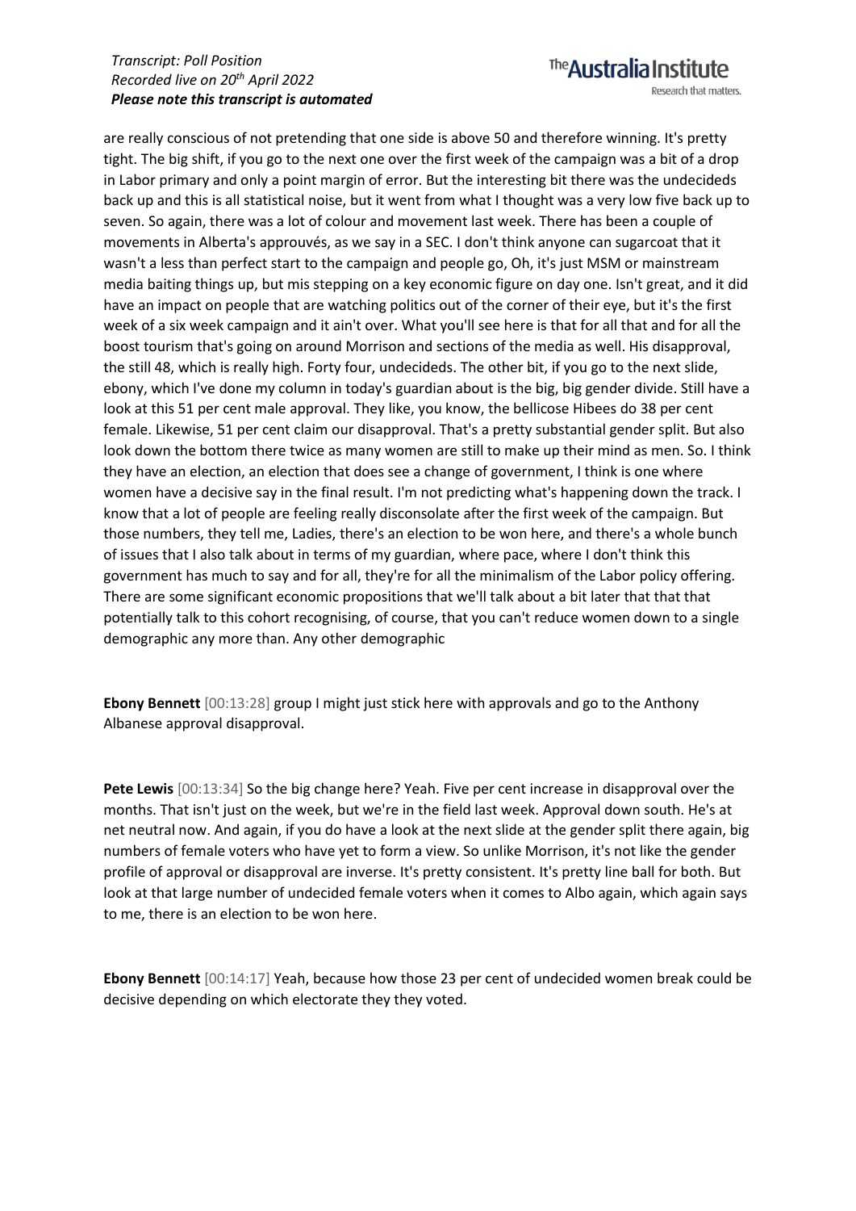are really conscious of not pretending that one side is above 50 and therefore winning. It's pretty tight. The big shift, if you go to the next one over the first week of the campaign was a bit of a drop in Labor primary and only a point margin of error. But the interesting bit there was the undecideds back up and this is all statistical noise, but it went from what I thought was a very low five back up to seven. So again, there was a lot of colour and movement last week. There has been a couple of movements in Alberta's approuvés, as we say in a SEC. I don't think anyone can sugarcoat that it wasn't a less than perfect start to the campaign and people go, Oh, it's just MSM or mainstream media baiting things up, but mis stepping on a key economic figure on day one. Isn't great, and it did have an impact on people that are watching politics out of the corner of their eye, but it's the first week of a six week campaign and it ain't over. What you'll see here is that for all that and for all the boost tourism that's going on around Morrison and sections of the media as well. His disapproval, the still 48, which is really high. Forty four, undecideds. The other bit, if you go to the next slide, ebony, which I've done my column in today's guardian about is the big, big gender divide. Still have a look at this 51 per cent male approval. They like, you know, the bellicose Hibees do 38 per cent female. Likewise, 51 per cent claim our disapproval. That's a pretty substantial gender split. But also look down the bottom there twice as many women are still to make up their mind as men. So. I think they have an election, an election that does see a change of government, I think is one where women have a decisive say in the final result. I'm not predicting what's happening down the track. I know that a lot of people are feeling really disconsolate after the first week of the campaign. But those numbers, they tell me, Ladies, there's an election to be won here, and there's a whole bunch of issues that I also talk about in terms of my guardian, where pace, where I don't think this government has much to say and for all, they're for all the minimalism of the Labor policy offering. There are some significant economic propositions that we'll talk about a bit later that that that potentially talk to this cohort recognising, of course, that you can't reduce women down to a single demographic any more than. Any other demographic

**Ebony Bennett** [00:13:28] group I might just stick here with approvals and go to the Anthony Albanese approval disapproval.

**Pete Lewis** [00:13:34] So the big change here? Yeah. Five per cent increase in disapproval over the months. That isn't just on the week, but we're in the field last week. Approval down south. He's at net neutral now. And again, if you do have a look at the next slide at the gender split there again, big numbers of female voters who have yet to form a view. So unlike Morrison, it's not like the gender profile of approval or disapproval are inverse. It's pretty consistent. It's pretty line ball for both. But look at that large number of undecided female voters when it comes to Albo again, which again says to me, there is an election to be won here.

**Ebony Bennett** [00:14:17] Yeah, because how those 23 per cent of undecided women break could be decisive depending on which electorate they they voted.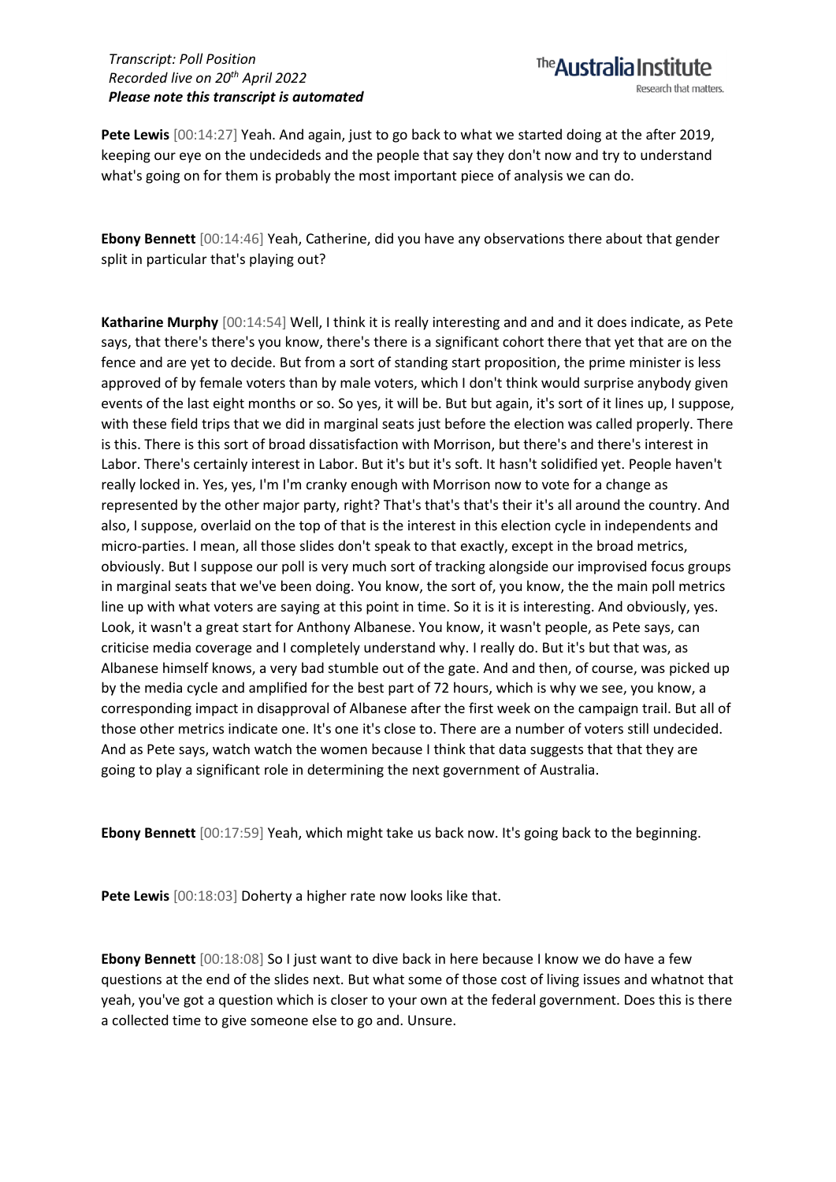**Pete Lewis** [00:14:27] Yeah. And again, just to go back to what we started doing at the after 2019, keeping our eye on the undecideds and the people that say they don't now and try to understand what's going on for them is probably the most important piece of analysis we can do.

**Ebony Bennett** [00:14:46] Yeah, Catherine, did you have any observations there about that gender split in particular that's playing out?

**Katharine Murphy** [00:14:54] Well, I think it is really interesting and and and it does indicate, as Pete says, that there's there's you know, there's there is a significant cohort there that yet that are on the fence and are yet to decide. But from a sort of standing start proposition, the prime minister is less approved of by female voters than by male voters, which I don't think would surprise anybody given events of the last eight months or so. So yes, it will be. But but again, it's sort of it lines up, I suppose, with these field trips that we did in marginal seats just before the election was called properly. There is this. There is this sort of broad dissatisfaction with Morrison, but there's and there's interest in Labor. There's certainly interest in Labor. But it's but it's soft. It hasn't solidified yet. People haven't really locked in. Yes, yes, I'm I'm cranky enough with Morrison now to vote for a change as represented by the other major party, right? That's that's that's their it's all around the country. And also, I suppose, overlaid on the top of that is the interest in this election cycle in independents and micro-parties. I mean, all those slides don't speak to that exactly, except in the broad metrics, obviously. But I suppose our poll is very much sort of tracking alongside our improvised focus groups in marginal seats that we've been doing. You know, the sort of, you know, the the main poll metrics line up with what voters are saying at this point in time. So it is it is interesting. And obviously, yes. Look, it wasn't a great start for Anthony Albanese. You know, it wasn't people, as Pete says, can criticise media coverage and I completely understand why. I really do. But it's but that was, as Albanese himself knows, a very bad stumble out of the gate. And then, of course, was picked up by the media cycle and amplified for the best part of 72 hours, which is why we see, you know, a corresponding impact in disapproval of Albanese after the first week on the campaign trail. But all of those other metrics indicate one. It's one it's close to. There are a number of voters still undecided. And as Pete says, watch watch the women because I think that data suggests that that they are going to play a significant role in determining the next government of Australia.

**Ebony Bennett** [00:17:59] Yeah, which might take us back now. It's going back to the beginning.

**Pete Lewis** [00:18:03] Doherty a higher rate now looks like that.

**Ebony Bennett** [00:18:08] So I just want to dive back in here because I know we do have a few questions at the end of the slides next. But what some of those cost of living issues and whatnot that yeah, you've got a question which is closer to your own at the federal government. Does this is there a collected time to give someone else to go and. Unsure.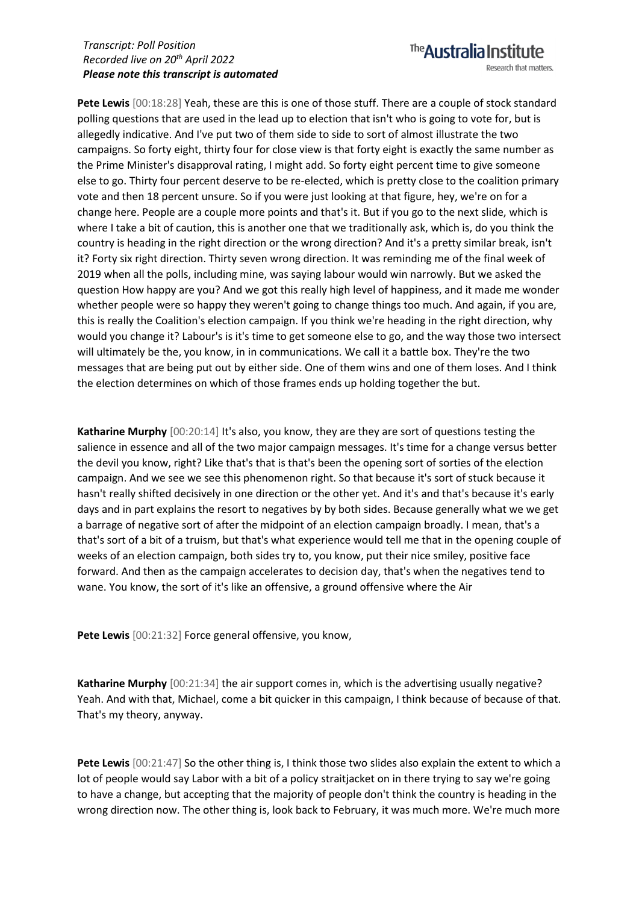**Pete Lewis** [00:18:28] Yeah, these are this is one of those stuff. There are a couple of stock standard polling questions that are used in the lead up to election that isn't who is going to vote for, but is allegedly indicative. And I've put two of them side to side to sort of almost illustrate the two campaigns. So forty eight, thirty four for close view is that forty eight is exactly the same number as the Prime Minister's disapproval rating, I might add. So forty eight percent time to give someone else to go. Thirty four percent deserve to be re-elected, which is pretty close to the coalition primary vote and then 18 percent unsure. So if you were just looking at that figure, hey, we're on for a change here. People are a couple more points and that's it. But if you go to the next slide, which is where I take a bit of caution, this is another one that we traditionally ask, which is, do you think the country is heading in the right direction or the wrong direction? And it's a pretty similar break, isn't it? Forty six right direction. Thirty seven wrong direction. It was reminding me of the final week of 2019 when all the polls, including mine, was saying labour would win narrowly. But we asked the question How happy are you? And we got this really high level of happiness, and it made me wonder whether people were so happy they weren't going to change things too much. And again, if you are, this is really the Coalition's election campaign. If you think we're heading in the right direction, why would you change it? Labour's is it's time to get someone else to go, and the way those two intersect will ultimately be the, you know, in in communications. We call it a battle box. They're the two messages that are being put out by either side. One of them wins and one of them loses. And I think the election determines on which of those frames ends up holding together the but.

**Katharine Murphy** [00:20:14] It's also, you know, they are they are sort of questions testing the salience in essence and all of the two major campaign messages. It's time for a change versus better the devil you know, right? Like that's that is that's been the opening sort of sorties of the election campaign. And we see we see this phenomenon right. So that because it's sort of stuck because it hasn't really shifted decisively in one direction or the other yet. And it's and that's because it's early days and in part explains the resort to negatives by by both sides. Because generally what we we get a barrage of negative sort of after the midpoint of an election campaign broadly. I mean, that's a that's sort of a bit of a truism, but that's what experience would tell me that in the opening couple of weeks of an election campaign, both sides try to, you know, put their nice smiley, positive face forward. And then as the campaign accelerates to decision day, that's when the negatives tend to wane. You know, the sort of it's like an offensive, a ground offensive where the Air

**Pete Lewis** [00:21:32] Force general offensive, you know,

**Katharine Murphy** [00:21:34] the air support comes in, which is the advertising usually negative? Yeah. And with that, Michael, come a bit quicker in this campaign, I think because of because of that. That's my theory, anyway.

**Pete Lewis** [00:21:47] So the other thing is, I think those two slides also explain the extent to which a lot of people would say Labor with a bit of a policy straitjacket on in there trying to say we're going to have a change, but accepting that the majority of people don't think the country is heading in the wrong direction now. The other thing is, look back to February, it was much more. We're much more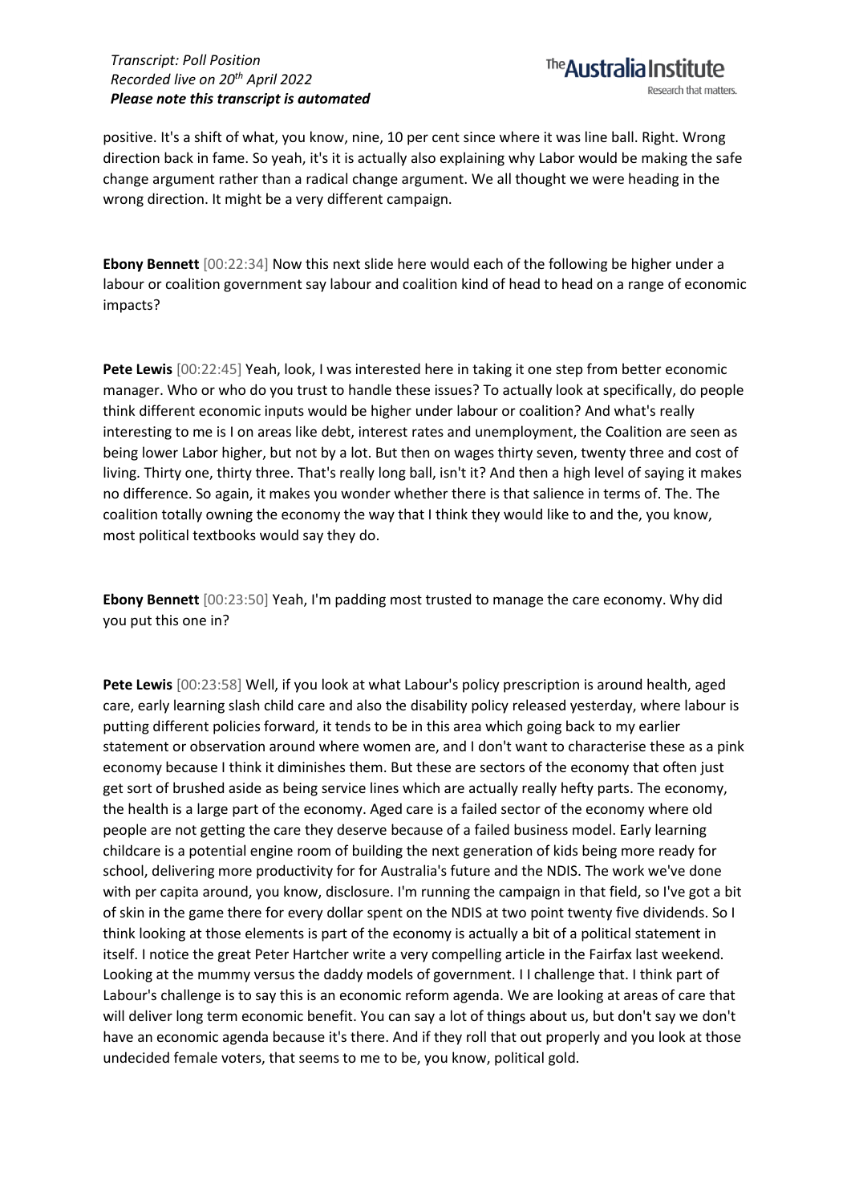positive. It's a shift of what, you know, nine, 10 per cent since where it was line ball. Right. Wrong direction back in fame. So yeah, it's it is actually also explaining why Labor would be making the safe change argument rather than a radical change argument. We all thought we were heading in the wrong direction. It might be a very different campaign.

**Ebony Bennett** [00:22:34] Now this next slide here would each of the following be higher under a labour or coalition government say labour and coalition kind of head to head on a range of economic impacts?

**Pete Lewis** [00:22:45] Yeah, look, I was interested here in taking it one step from better economic manager. Who or who do you trust to handle these issues? To actually look at specifically, do people think different economic inputs would be higher under labour or coalition? And what's really interesting to me is I on areas like debt, interest rates and unemployment, the Coalition are seen as being lower Labor higher, but not by a lot. But then on wages thirty seven, twenty three and cost of living. Thirty one, thirty three. That's really long ball, isn't it? And then a high level of saying it makes no difference. So again, it makes you wonder whether there is that salience in terms of. The. The coalition totally owning the economy the way that I think they would like to and the, you know, most political textbooks would say they do.

**Ebony Bennett** [00:23:50] Yeah, I'm padding most trusted to manage the care economy. Why did you put this one in?

**Pete Lewis** [00:23:58] Well, if you look at what Labour's policy prescription is around health, aged care, early learning slash child care and also the disability policy released yesterday, where labour is putting different policies forward, it tends to be in this area which going back to my earlier statement or observation around where women are, and I don't want to characterise these as a pink economy because I think it diminishes them. But these are sectors of the economy that often just get sort of brushed aside as being service lines which are actually really hefty parts. The economy, the health is a large part of the economy. Aged care is a failed sector of the economy where old people are not getting the care they deserve because of a failed business model. Early learning childcare is a potential engine room of building the next generation of kids being more ready for school, delivering more productivity for for Australia's future and the NDIS. The work we've done with per capita around, you know, disclosure. I'm running the campaign in that field, so I've got a bit of skin in the game there for every dollar spent on the NDIS at two point twenty five dividends. So I think looking at those elements is part of the economy is actually a bit of a political statement in itself. I notice the great Peter Hartcher write a very compelling article in the Fairfax last weekend. Looking at the mummy versus the daddy models of government. I I challenge that. I think part of Labour's challenge is to say this is an economic reform agenda. We are looking at areas of care that will deliver long term economic benefit. You can say a lot of things about us, but don't say we don't have an economic agenda because it's there. And if they roll that out properly and you look at those undecided female voters, that seems to me to be, you know, political gold.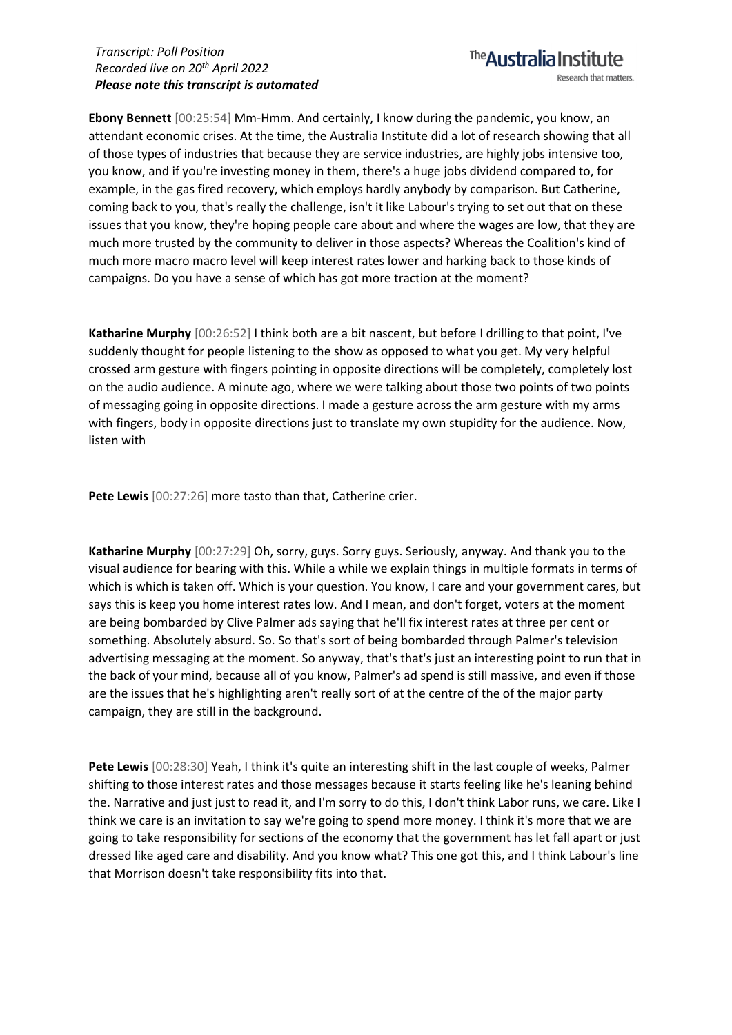**Ebony Bennett** [00:25:54] Mm-Hmm. And certainly, I know during the pandemic, you know, an attendant economic crises. At the time, the Australia Institute did a lot of research showing that all of those types of industries that because they are service industries, are highly jobs intensive too, you know, and if you're investing money in them, there's a huge jobs dividend compared to, for example, in the gas fired recovery, which employs hardly anybody by comparison. But Catherine, coming back to you, that's really the challenge, isn't it like Labour's trying to set out that on these issues that you know, they're hoping people care about and where the wages are low, that they are much more trusted by the community to deliver in those aspects? Whereas the Coalition's kind of much more macro macro level will keep interest rates lower and harking back to those kinds of campaigns. Do you have a sense of which has got more traction at the moment?

**Katharine Murphy** [00:26:52] I think both are a bit nascent, but before I drilling to that point, I've suddenly thought for people listening to the show as opposed to what you get. My very helpful crossed arm gesture with fingers pointing in opposite directions will be completely, completely lost on the audio audience. A minute ago, where we were talking about those two points of two points of messaging going in opposite directions. I made a gesture across the arm gesture with my arms with fingers, body in opposite directions just to translate my own stupidity for the audience. Now, listen with

**Pete Lewis** [00:27:26] more tasto than that, Catherine crier.

**Katharine Murphy** [00:27:29] Oh, sorry, guys. Sorry guys. Seriously, anyway. And thank you to the visual audience for bearing with this. While a while we explain things in multiple formats in terms of which is which is taken off. Which is your question. You know, I care and your government cares, but says this is keep you home interest rates low. And I mean, and don't forget, voters at the moment are being bombarded by Clive Palmer ads saying that he'll fix interest rates at three per cent or something. Absolutely absurd. So. So that's sort of being bombarded through Palmer's television advertising messaging at the moment. So anyway, that's that's just an interesting point to run that in the back of your mind, because all of you know, Palmer's ad spend is still massive, and even if those are the issues that he's highlighting aren't really sort of at the centre of the of the major party campaign, they are still in the background.

**Pete Lewis** [00:28:30] Yeah, I think it's quite an interesting shift in the last couple of weeks, Palmer shifting to those interest rates and those messages because it starts feeling like he's leaning behind the. Narrative and just just to read it, and I'm sorry to do this, I don't think Labor runs, we care. Like I think we care is an invitation to say we're going to spend more money. I think it's more that we are going to take responsibility for sections of the economy that the government has let fall apart or just dressed like aged care and disability. And you know what? This one got this, and I think Labour's line that Morrison doesn't take responsibility fits into that.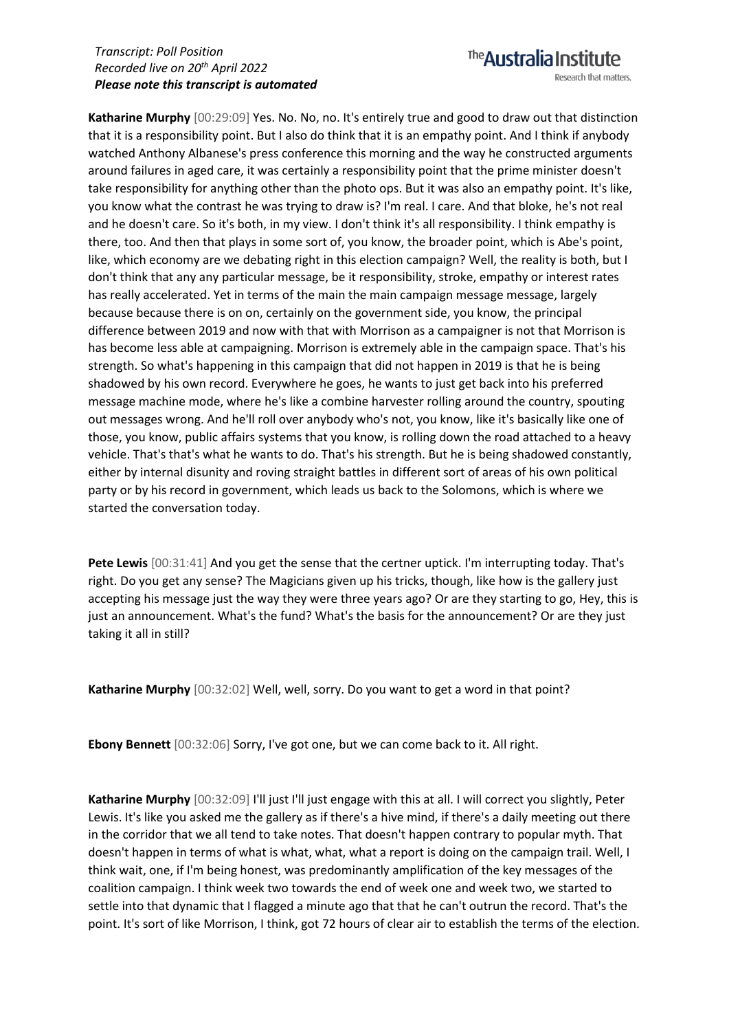**Katharine Murphy** [00:29:09] Yes. No. No, no. It's entirely true and good to draw out that distinction that it is a responsibility point. But I also do think that it is an empathy point. And I think if anybody watched Anthony Albanese's press conference this morning and the way he constructed arguments around failures in aged care, it was certainly a responsibility point that the prime minister doesn't take responsibility for anything other than the photo ops. But it was also an empathy point. It's like, you know what the contrast he was trying to draw is? I'm real. I care. And that bloke, he's not real and he doesn't care. So it's both, in my view. I don't think it's all responsibility. I think empathy is there, too. And then that plays in some sort of, you know, the broader point, which is Abe's point, like, which economy are we debating right in this election campaign? Well, the reality is both, but I don't think that any any particular message, be it responsibility, stroke, empathy or interest rates has really accelerated. Yet in terms of the main the main campaign message message, largely because because there is on on, certainly on the government side, you know, the principal difference between 2019 and now with that with Morrison as a campaigner is not that Morrison is has become less able at campaigning. Morrison is extremely able in the campaign space. That's his strength. So what's happening in this campaign that did not happen in 2019 is that he is being shadowed by his own record. Everywhere he goes, he wants to just get back into his preferred message machine mode, where he's like a combine harvester rolling around the country, spouting out messages wrong. And he'll roll over anybody who's not, you know, like it's basically like one of those, you know, public affairs systems that you know, is rolling down the road attached to a heavy vehicle. That's that's what he wants to do. That's his strength. But he is being shadowed constantly, either by internal disunity and roving straight battles in different sort of areas of his own political party or by his record in government, which leads us back to the Solomons, which is where we started the conversation today.

**Pete Lewis** [00:31:41] And you get the sense that the certner uptick. I'm interrupting today. That's right. Do you get any sense? The Magicians given up his tricks, though, like how is the gallery just accepting his message just the way they were three years ago? Or are they starting to go, Hey, this is just an announcement. What's the fund? What's the basis for the announcement? Or are they just taking it all in still?

**Katharine Murphy** [00:32:02] Well, well, sorry. Do you want to get a word in that point?

**Ebony Bennett** [00:32:06] Sorry, I've got one, but we can come back to it. All right.

**Katharine Murphy** [00:32:09] I'll just I'll just engage with this at all. I will correct you slightly, Peter Lewis. It's like you asked me the gallery as if there's a hive mind, if there's a daily meeting out there in the corridor that we all tend to take notes. That doesn't happen contrary to popular myth. That doesn't happen in terms of what is what, what, what a report is doing on the campaign trail. Well, I think wait, one, if I'm being honest, was predominantly amplification of the key messages of the coalition campaign. I think week two towards the end of week one and week two, we started to settle into that dynamic that I flagged a minute ago that that he can't outrun the record. That's the point. It's sort of like Morrison, I think, got 72 hours of clear air to establish the terms of the election.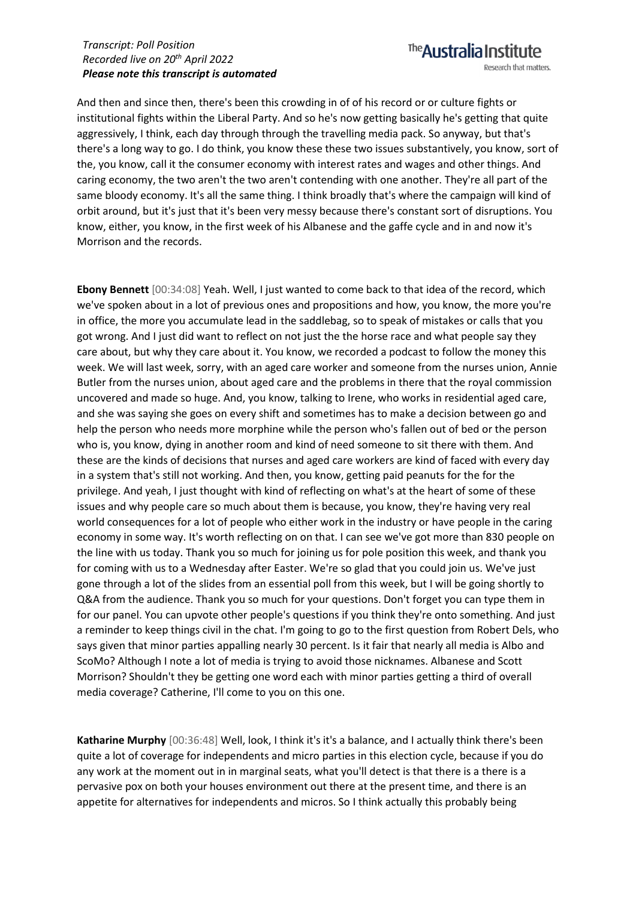And then and since then, there's been this crowding in of of his record or or culture fights or institutional fights within the Liberal Party. And so he's now getting basically he's getting that quite aggressively, I think, each day through through the travelling media pack. So anyway, but that's there's a long way to go. I do think, you know these these two issues substantively, you know, sort of the, you know, call it the consumer economy with interest rates and wages and other things. And caring economy, the two aren't the two aren't contending with one another. They're all part of the same bloody economy. It's all the same thing. I think broadly that's where the campaign will kind of orbit around, but it's just that it's been very messy because there's constant sort of disruptions. You know, either, you know, in the first week of his Albanese and the gaffe cycle and in and now it's Morrison and the records.

**Ebony Bennett** [00:34:08] Yeah. Well, I just wanted to come back to that idea of the record, which we've spoken about in a lot of previous ones and propositions and how, you know, the more you're in office, the more you accumulate lead in the saddlebag, so to speak of mistakes or calls that you got wrong. And I just did want to reflect on not just the the horse race and what people say they care about, but why they care about it. You know, we recorded a podcast to follow the money this week. We will last week, sorry, with an aged care worker and someone from the nurses union, Annie Butler from the nurses union, about aged care and the problems in there that the royal commission uncovered and made so huge. And, you know, talking to Irene, who works in residential aged care, and she was saying she goes on every shift and sometimes has to make a decision between go and help the person who needs more morphine while the person who's fallen out of bed or the person who is, you know, dying in another room and kind of need someone to sit there with them. And these are the kinds of decisions that nurses and aged care workers are kind of faced with every day in a system that's still not working. And then, you know, getting paid peanuts for the for the privilege. And yeah, I just thought with kind of reflecting on what's at the heart of some of these issues and why people care so much about them is because, you know, they're having very real world consequences for a lot of people who either work in the industry or have people in the caring economy in some way. It's worth reflecting on on that. I can see we've got more than 830 people on the line with us today. Thank you so much for joining us for pole position this week, and thank you for coming with us to a Wednesday after Easter. We're so glad that you could join us. We've just gone through a lot of the slides from an essential poll from this week, but I will be going shortly to Q&A from the audience. Thank you so much for your questions. Don't forget you can type them in for our panel. You can upvote other people's questions if you think they're onto something. And just a reminder to keep things civil in the chat. I'm going to go to the first question from Robert Dels, who says given that minor parties appalling nearly 30 percent. Is it fair that nearly all media is Albo and ScoMo? Although I note a lot of media is trying to avoid those nicknames. Albanese and Scott Morrison? Shouldn't they be getting one word each with minor parties getting a third of overall media coverage? Catherine, I'll come to you on this one.

**Katharine Murphy** [00:36:48] Well, look, I think it's it's a balance, and I actually think there's been quite a lot of coverage for independents and micro parties in this election cycle, because if you do any work at the moment out in in marginal seats, what you'll detect is that there is a there is a pervasive pox on both your houses environment out there at the present time, and there is an appetite for alternatives for independents and micros. So I think actually this probably being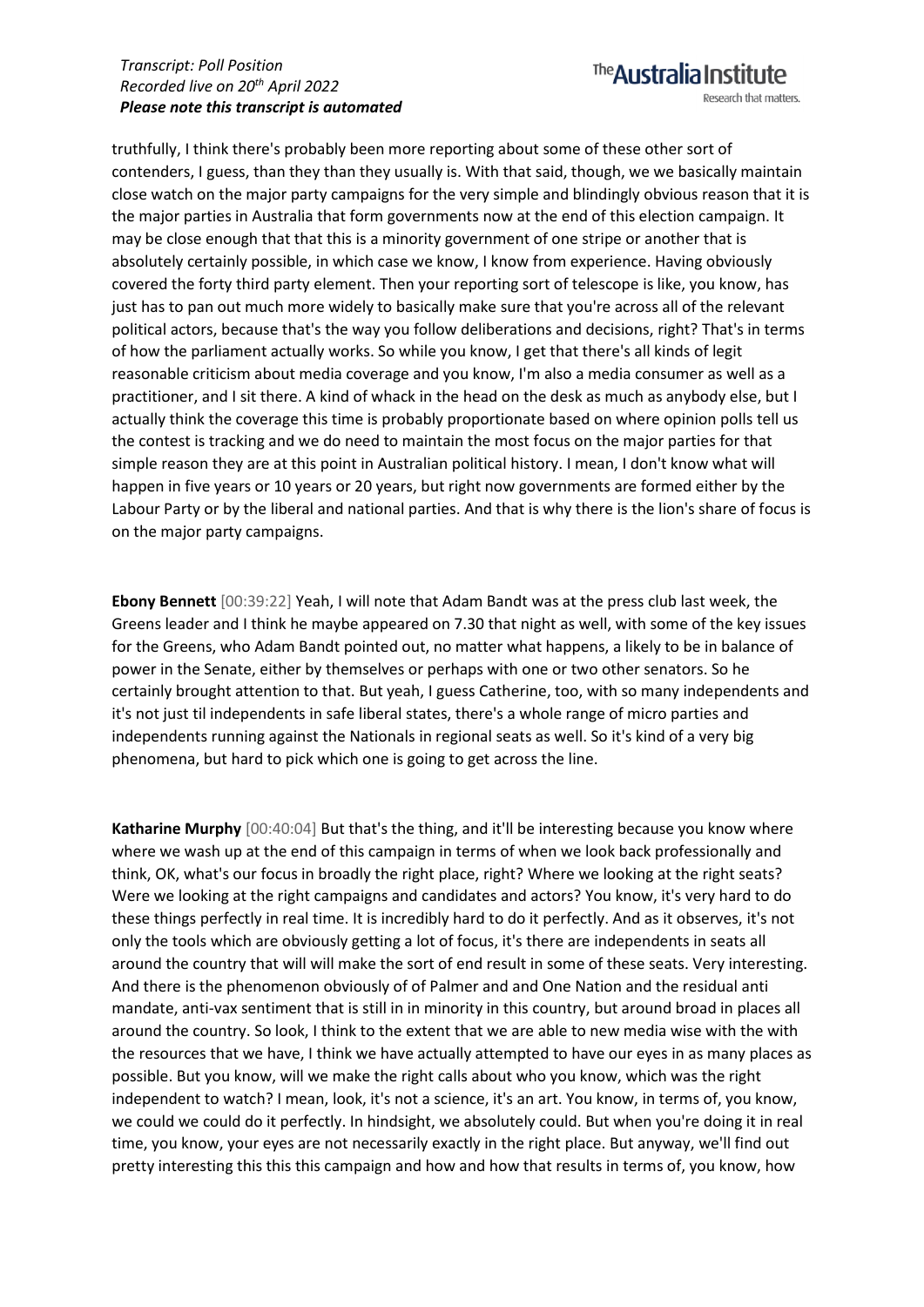truthfully, I think there's probably been more reporting about some of these other sort of contenders, I guess, than they than they usually is. With that said, though, we we basically maintain close watch on the major party campaigns for the very simple and blindingly obvious reason that it is the major parties in Australia that form governments now at the end of this election campaign. It may be close enough that that this is a minority government of one stripe or another that is absolutely certainly possible, in which case we know, I know from experience. Having obviously covered the forty third party element. Then your reporting sort of telescope is like, you know, has just has to pan out much more widely to basically make sure that you're across all of the relevant political actors, because that's the way you follow deliberations and decisions, right? That's in terms of how the parliament actually works. So while you know, I get that there's all kinds of legit reasonable criticism about media coverage and you know, I'm also a media consumer as well as a practitioner, and I sit there. A kind of whack in the head on the desk as much as anybody else, but I actually think the coverage this time is probably proportionate based on where opinion polls tell us the contest is tracking and we do need to maintain the most focus on the major parties for that simple reason they are at this point in Australian political history. I mean, I don't know what will happen in five years or 10 years or 20 years, but right now governments are formed either by the Labour Party or by the liberal and national parties. And that is why there is the lion's share of focus is on the major party campaigns.

**Ebony Bennett** [00:39:22] Yeah, I will note that Adam Bandt was at the press club last week, the Greens leader and I think he maybe appeared on 7.30 that night as well, with some of the key issues for the Greens, who Adam Bandt pointed out, no matter what happens, a likely to be in balance of power in the Senate, either by themselves or perhaps with one or two other senators. So he certainly brought attention to that. But yeah, I guess Catherine, too, with so many independents and it's not just til independents in safe liberal states, there's a whole range of micro parties and independents running against the Nationals in regional seats as well. So it's kind of a very big phenomena, but hard to pick which one is going to get across the line.

**Katharine Murphy** [00:40:04] But that's the thing, and it'll be interesting because you know where where we wash up at the end of this campaign in terms of when we look back professionally and think, OK, what's our focus in broadly the right place, right? Where we looking at the right seats? Were we looking at the right campaigns and candidates and actors? You know, it's very hard to do these things perfectly in real time. It is incredibly hard to do it perfectly. And as it observes, it's not only the tools which are obviously getting a lot of focus, it's there are independents in seats all around the country that will will make the sort of end result in some of these seats. Very interesting. And there is the phenomenon obviously of of Palmer and and One Nation and the residual anti mandate, anti-vax sentiment that is still in in minority in this country, but around broad in places all around the country. So look, I think to the extent that we are able to new media wise with the with the resources that we have, I think we have actually attempted to have our eyes in as many places as possible. But you know, will we make the right calls about who you know, which was the right independent to watch? I mean, look, it's not a science, it's an art. You know, in terms of, you know, we could we could do it perfectly. In hindsight, we absolutely could. But when you're doing it in real time, you know, your eyes are not necessarily exactly in the right place. But anyway, we'll find out pretty interesting this this this campaign and how and how that results in terms of, you know, how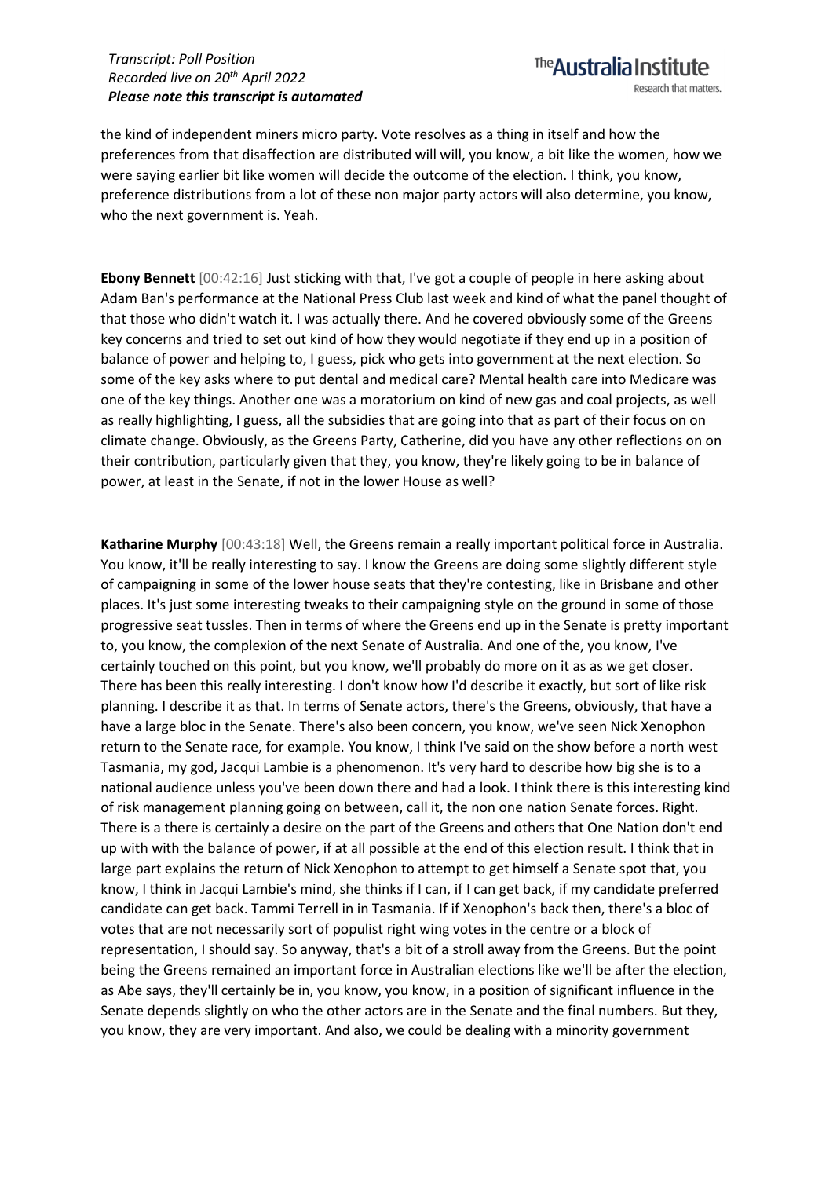the kind of independent miners micro party. Vote resolves as a thing in itself and how the preferences from that disaffection are distributed will will, you know, a bit like the women, how we were saying earlier bit like women will decide the outcome of the election. I think, you know, preference distributions from a lot of these non major party actors will also determine, you know, who the next government is. Yeah.

**Ebony Bennett** [00:42:16] Just sticking with that, I've got a couple of people in here asking about Adam Ban's performance at the National Press Club last week and kind of what the panel thought of that those who didn't watch it. I was actually there. And he covered obviously some of the Greens key concerns and tried to set out kind of how they would negotiate if they end up in a position of balance of power and helping to, I guess, pick who gets into government at the next election. So some of the key asks where to put dental and medical care? Mental health care into Medicare was one of the key things. Another one was a moratorium on kind of new gas and coal projects, as well as really highlighting, I guess, all the subsidies that are going into that as part of their focus on on climate change. Obviously, as the Greens Party, Catherine, did you have any other reflections on on their contribution, particularly given that they, you know, they're likely going to be in balance of power, at least in the Senate, if not in the lower House as well?

**Katharine Murphy** [00:43:18] Well, the Greens remain a really important political force in Australia. You know, it'll be really interesting to say. I know the Greens are doing some slightly different style of campaigning in some of the lower house seats that they're contesting, like in Brisbane and other places. It's just some interesting tweaks to their campaigning style on the ground in some of those progressive seat tussles. Then in terms of where the Greens end up in the Senate is pretty important to, you know, the complexion of the next Senate of Australia. And one of the, you know, I've certainly touched on this point, but you know, we'll probably do more on it as as we get closer. There has been this really interesting. I don't know how I'd describe it exactly, but sort of like risk planning. I describe it as that. In terms of Senate actors, there's the Greens, obviously, that have a have a large bloc in the Senate. There's also been concern, you know, we've seen Nick Xenophon return to the Senate race, for example. You know, I think I've said on the show before a north west Tasmania, my god, Jacqui Lambie is a phenomenon. It's very hard to describe how big she is to a national audience unless you've been down there and had a look. I think there is this interesting kind of risk management planning going on between, call it, the non one nation Senate forces. Right. There is a there is certainly a desire on the part of the Greens and others that One Nation don't end up with with the balance of power, if at all possible at the end of this election result. I think that in large part explains the return of Nick Xenophon to attempt to get himself a Senate spot that, you know, I think in Jacqui Lambie's mind, she thinks if I can, if I can get back, if my candidate preferred candidate can get back. Tammi Terrell in in Tasmania. If if Xenophon's back then, there's a bloc of votes that are not necessarily sort of populist right wing votes in the centre or a block of representation, I should say. So anyway, that's a bit of a stroll away from the Greens. But the point being the Greens remained an important force in Australian elections like we'll be after the election, as Abe says, they'll certainly be in, you know, you know, in a position of significant influence in the Senate depends slightly on who the other actors are in the Senate and the final numbers. But they, you know, they are very important. And also, we could be dealing with a minority government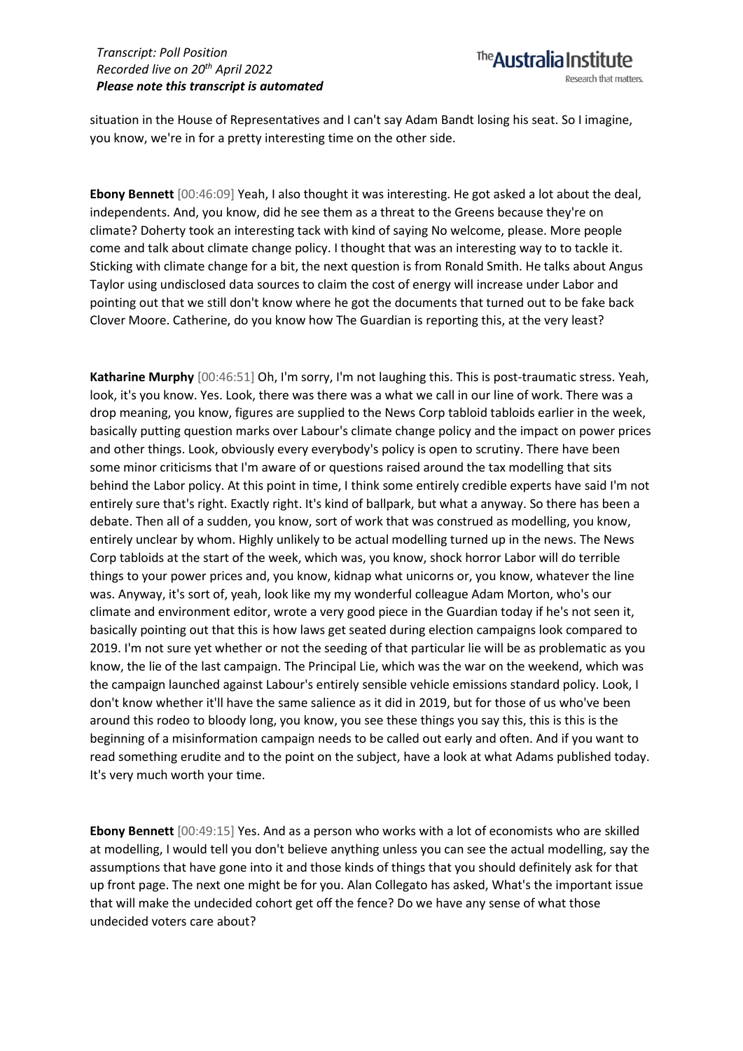situation in the House of Representatives and I can't say Adam Bandt losing his seat. So I imagine, you know, we're in for a pretty interesting time on the other side.

**Ebony Bennett** [00:46:09] Yeah, I also thought it was interesting. He got asked a lot about the deal, independents. And, you know, did he see them as a threat to the Greens because they're on climate? Doherty took an interesting tack with kind of saying No welcome, please. More people come and talk about climate change policy. I thought that was an interesting way to to tackle it. Sticking with climate change for a bit, the next question is from Ronald Smith. He talks about Angus Taylor using undisclosed data sources to claim the cost of energy will increase under Labor and pointing out that we still don't know where he got the documents that turned out to be fake back Clover Moore. Catherine, do you know how The Guardian is reporting this, at the very least?

**Katharine Murphy** [00:46:51] Oh, I'm sorry, I'm not laughing this. This is post-traumatic stress. Yeah, look, it's you know. Yes. Look, there was there was a what we call in our line of work. There was a drop meaning, you know, figures are supplied to the News Corp tabloid tabloids earlier in the week, basically putting question marks over Labour's climate change policy and the impact on power prices and other things. Look, obviously every everybody's policy is open to scrutiny. There have been some minor criticisms that I'm aware of or questions raised around the tax modelling that sits behind the Labor policy. At this point in time, I think some entirely credible experts have said I'm not entirely sure that's right. Exactly right. It's kind of ballpark, but what a anyway. So there has been a debate. Then all of a sudden, you know, sort of work that was construed as modelling, you know, entirely unclear by whom. Highly unlikely to be actual modelling turned up in the news. The News Corp tabloids at the start of the week, which was, you know, shock horror Labor will do terrible things to your power prices and, you know, kidnap what unicorns or, you know, whatever the line was. Anyway, it's sort of, yeah, look like my my wonderful colleague Adam Morton, who's our climate and environment editor, wrote a very good piece in the Guardian today if he's not seen it, basically pointing out that this is how laws get seated during election campaigns look compared to 2019. I'm not sure yet whether or not the seeding of that particular lie will be as problematic as you know, the lie of the last campaign. The Principal Lie, which was the war on the weekend, which was the campaign launched against Labour's entirely sensible vehicle emissions standard policy. Look, I don't know whether it'll have the same salience as it did in 2019, but for those of us who've been around this rodeo to bloody long, you know, you see these things you say this, this is this is the beginning of a misinformation campaign needs to be called out early and often. And if you want to read something erudite and to the point on the subject, have a look at what Adams published today. It's very much worth your time.

**Ebony Bennett** [00:49:15] Yes. And as a person who works with a lot of economists who are skilled at modelling, I would tell you don't believe anything unless you can see the actual modelling, say the assumptions that have gone into it and those kinds of things that you should definitely ask for that up front page. The next one might be for you. Alan Collegato has asked, What's the important issue that will make the undecided cohort get off the fence? Do we have any sense of what those undecided voters care about?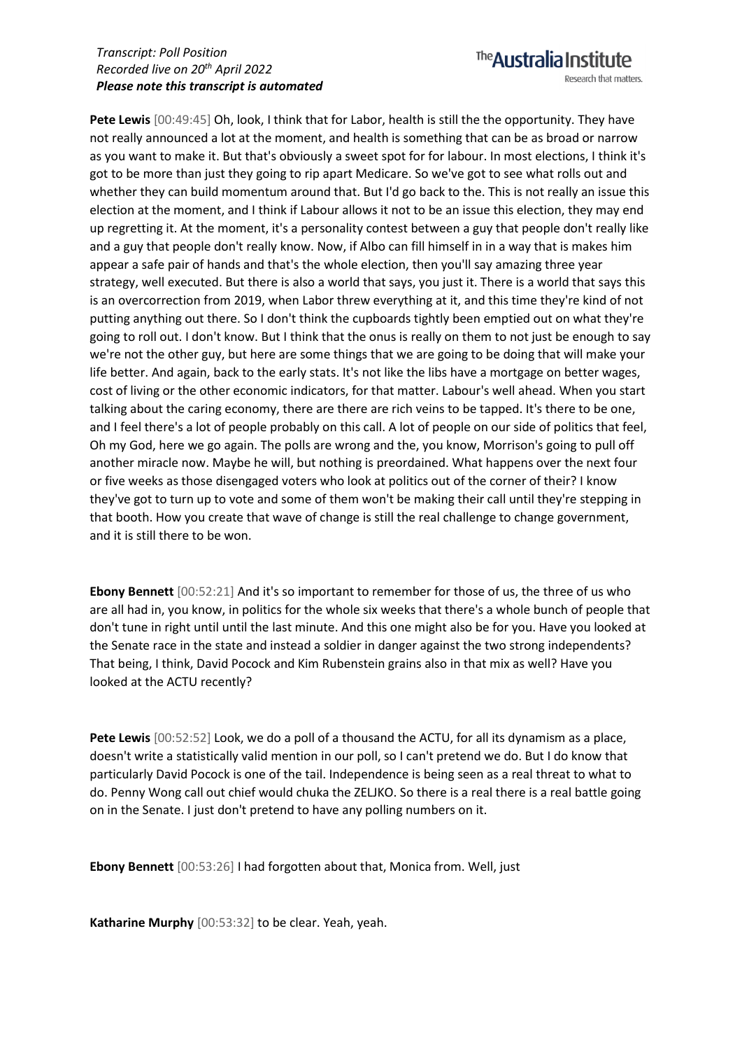**Pete Lewis** [00:49:45] Oh, look, I think that for Labor, health is still the the opportunity. They have not really announced a lot at the moment, and health is something that can be as broad or narrow as you want to make it. But that's obviously a sweet spot for for labour. In most elections, I think it's got to be more than just they going to rip apart Medicare. So we've got to see what rolls out and whether they can build momentum around that. But I'd go back to the. This is not really an issue this election at the moment, and I think if Labour allows it not to be an issue this election, they may end up regretting it. At the moment, it's a personality contest between a guy that people don't really like and a guy that people don't really know. Now, if Albo can fill himself in in a way that is makes him appear a safe pair of hands and that's the whole election, then you'll say amazing three year strategy, well executed. But there is also a world that says, you just it. There is a world that says this is an overcorrection from 2019, when Labor threw everything at it, and this time they're kind of not putting anything out there. So I don't think the cupboards tightly been emptied out on what they're going to roll out. I don't know. But I think that the onus is really on them to not just be enough to say we're not the other guy, but here are some things that we are going to be doing that will make your life better. And again, back to the early stats. It's not like the libs have a mortgage on better wages, cost of living or the other economic indicators, for that matter. Labour's well ahead. When you start talking about the caring economy, there are there are rich veins to be tapped. It's there to be one, and I feel there's a lot of people probably on this call. A lot of people on our side of politics that feel, Oh my God, here we go again. The polls are wrong and the, you know, Morrison's going to pull off another miracle now. Maybe he will, but nothing is preordained. What happens over the next four or five weeks as those disengaged voters who look at politics out of the corner of their? I know they've got to turn up to vote and some of them won't be making their call until they're stepping in that booth. How you create that wave of change is still the real challenge to change government, and it is still there to be won.

**Ebony Bennett** [00:52:21] And it's so important to remember for those of us, the three of us who are all had in, you know, in politics for the whole six weeks that there's a whole bunch of people that don't tune in right until until the last minute. And this one might also be for you. Have you looked at the Senate race in the state and instead a soldier in danger against the two strong independents? That being, I think, David Pocock and Kim Rubenstein grains also in that mix as well? Have you looked at the ACTU recently?

**Pete Lewis** [00:52:52] Look, we do a poll of a thousand the ACTU, for all its dynamism as a place, doesn't write a statistically valid mention in our poll, so I can't pretend we do. But I do know that particularly David Pocock is one of the tail. Independence is being seen as a real threat to what to do. Penny Wong call out chief would chuka the ZELJKO. So there is a real there is a real battle going on in the Senate. I just don't pretend to have any polling numbers on it.

**Ebony Bennett** [00:53:26] I had forgotten about that, Monica from. Well, just

**Katharine Murphy** [00:53:32] to be clear. Yeah, yeah.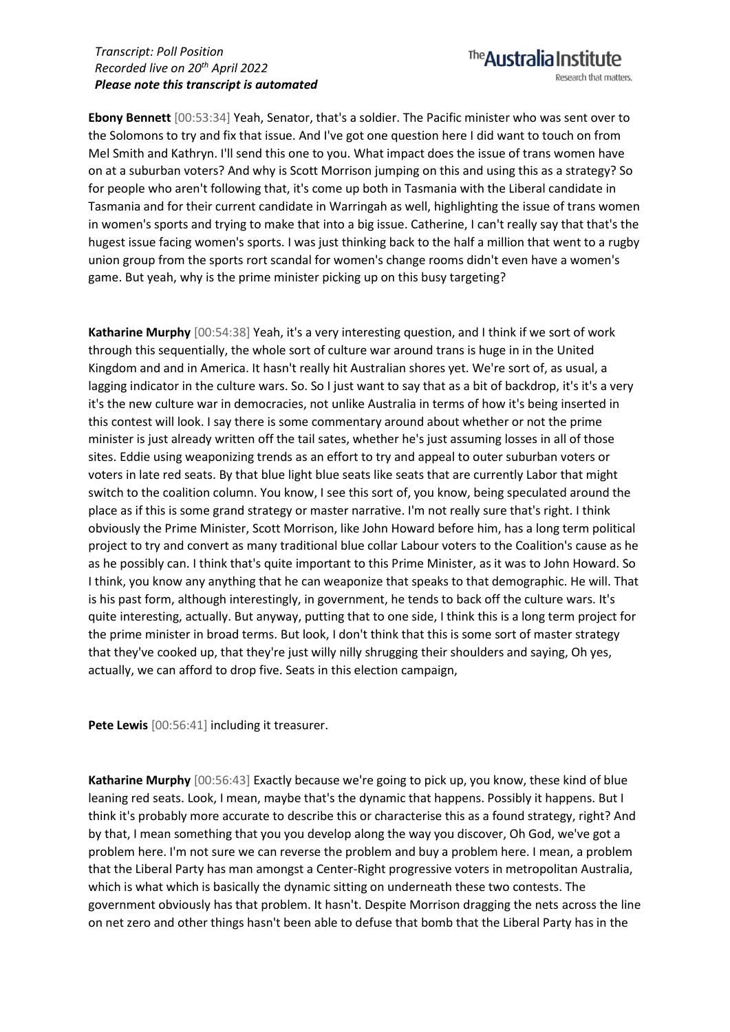**Ebony Bennett** [00:53:34] Yeah, Senator, that's a soldier. The Pacific minister who was sent over to the Solomons to try and fix that issue. And I've got one question here I did want to touch on from Mel Smith and Kathryn. I'll send this one to you. What impact does the issue of trans women have on at a suburban voters? And why is Scott Morrison jumping on this and using this as a strategy? So for people who aren't following that, it's come up both in Tasmania with the Liberal candidate in Tasmania and for their current candidate in Warringah as well, highlighting the issue of trans women in women's sports and trying to make that into a big issue. Catherine, I can't really say that that's the hugest issue facing women's sports. I was just thinking back to the half a million that went to a rugby union group from the sports rort scandal for women's change rooms didn't even have a women's game. But yeah, why is the prime minister picking up on this busy targeting?

**Katharine Murphy** [00:54:38] Yeah, it's a very interesting question, and I think if we sort of work through this sequentially, the whole sort of culture war around trans is huge in in the United Kingdom and and in America. It hasn't really hit Australian shores yet. We're sort of, as usual, a lagging indicator in the culture wars. So. So I just want to say that as a bit of backdrop, it's it's a very it's the new culture war in democracies, not unlike Australia in terms of how it's being inserted in this contest will look. I say there is some commentary around about whether or not the prime minister is just already written off the tail sates, whether he's just assuming losses in all of those sites. Eddie using weaponizing trends as an effort to try and appeal to outer suburban voters or voters in late red seats. By that blue light blue seats like seats that are currently Labor that might switch to the coalition column. You know, I see this sort of, you know, being speculated around the place as if this is some grand strategy or master narrative. I'm not really sure that's right. I think obviously the Prime Minister, Scott Morrison, like John Howard before him, has a long term political project to try and convert as many traditional blue collar Labour voters to the Coalition's cause as he as he possibly can. I think that that's quite important to this Prime Minister, as it was to John Howard. So I think, you know any anything that he can weaponize that speaks to that demographic. He will. That is his past form, although interestingly, in government, he tends to back off the culture wars. It's quite interesting, actually. But anyway, putting that to one side, I think this is a long term project for the prime minister in broad terms. But look, I don't think that this is some sort of master strategy that they've cooked up, that they're just willy nilly shrugging their shoulders and saying, Oh yes, actually, we can afford to drop five. Seats in this election campaign,

**Pete Lewis** [00:56:41] including it treasurer.

**Katharine Murphy** [00:56:43] Exactly because we're going to pick up, you know, these kind of blue leaning red seats. Look, I mean, maybe that's the dynamic that happens. Possibly it happens. But I think it's probably more accurate to describe this or characterise this as a found strategy, right? And by that, I mean something that you you develop along the way you discover, Oh God, we've got a problem here. I'm not sure we can reverse the problem and buy a problem here. I mean, a problem that the Liberal Party has man amongst a Center-Right progressive voters in metropolitan Australia, which is what which is basically the dynamic sitting on underneath these two contests. The government obviously has that problem. It hasn't. Despite Morrison dragging the nets across the line on net zero and other things hasn't been able to defuse that bomb that the Liberal Party has in the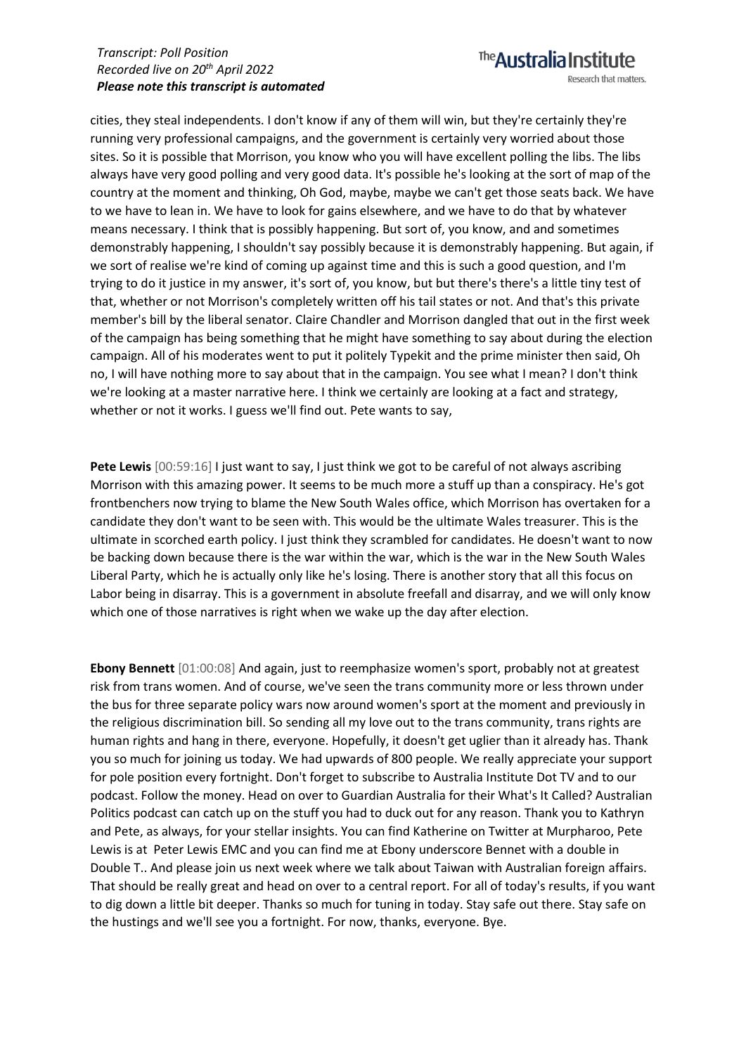cities, they steal independents. I don't know if any of them will win, but they're certainly they're running very professional campaigns, and the government is certainly very worried about those sites. So it is possible that Morrison, you know who you will have excellent polling the libs. The libs always have very good polling and very good data. It's possible he's looking at the sort of map of the country at the moment and thinking, Oh God, maybe, maybe we can't get those seats back. We have to we have to lean in. We have to look for gains elsewhere, and we have to do that by whatever means necessary. I think that is possibly happening. But sort of, you know, and and sometimes demonstrably happening, I shouldn't say possibly because it is demonstrably happening. But again, if we sort of realise we're kind of coming up against time and this is such a good question, and I'm trying to do it justice in my answer, it's sort of, you know, but but there's there's a little tiny test of that, whether or not Morrison's completely written off his tail states or not. And that's this private member's bill by the liberal senator. Claire Chandler and Morrison dangled that out in the first week of the campaign has being something that he might have something to say about during the election campaign. All of his moderates went to put it politely Typekit and the prime minister then said, Oh no, I will have nothing more to say about that in the campaign. You see what I mean? I don't think we're looking at a master narrative here. I think we certainly are looking at a fact and strategy, whether or not it works. I guess we'll find out. Pete wants to say,

**Pete Lewis** [00:59:16] I just want to say, I just think we got to be careful of not always ascribing Morrison with this amazing power. It seems to be much more a stuff up than a conspiracy. He's got frontbenchers now trying to blame the New South Wales office, which Morrison has overtaken for a candidate they don't want to be seen with. This would be the ultimate Wales treasurer. This is the ultimate in scorched earth policy. I just think they scrambled for candidates. He doesn't want to now be backing down because there is the war within the war, which is the war in the New South Wales Liberal Party, which he is actually only like he's losing. There is another story that all this focus on Labor being in disarray. This is a government in absolute freefall and disarray, and we will only know which one of those narratives is right when we wake up the day after election.

**Ebony Bennett** [01:00:08] And again, just to reemphasize women's sport, probably not at greatest risk from trans women. And of course, we've seen the trans community more or less thrown under the bus for three separate policy wars now around women's sport at the moment and previously in the religious discrimination bill. So sending all my love out to the trans community, trans rights are human rights and hang in there, everyone. Hopefully, it doesn't get uglier than it already has. Thank you so much for joining us today. We had upwards of 800 people. We really appreciate your support for pole position every fortnight. Don't forget to subscribe to Australia Institute Dot TV and to our podcast. Follow the money. Head on over to Guardian Australia for their What's It Called? Australian Politics podcast can catch up on the stuff you had to duck out for any reason. Thank you to Kathryn and Pete, as always, for your stellar insights. You can find Katherine on Twitter at Murpharoo, Pete Lewis is at Peter Lewis EMC and you can find me at Ebony underscore Bennet with a double in Double T.. And please join us next week where we talk about Taiwan with Australian foreign affairs. That should be really great and head on over to a central report. For all of today's results, if you want to dig down a little bit deeper. Thanks so much for tuning in today. Stay safe out there. Stay safe on the hustings and we'll see you a fortnight. For now, thanks, everyone. Bye.